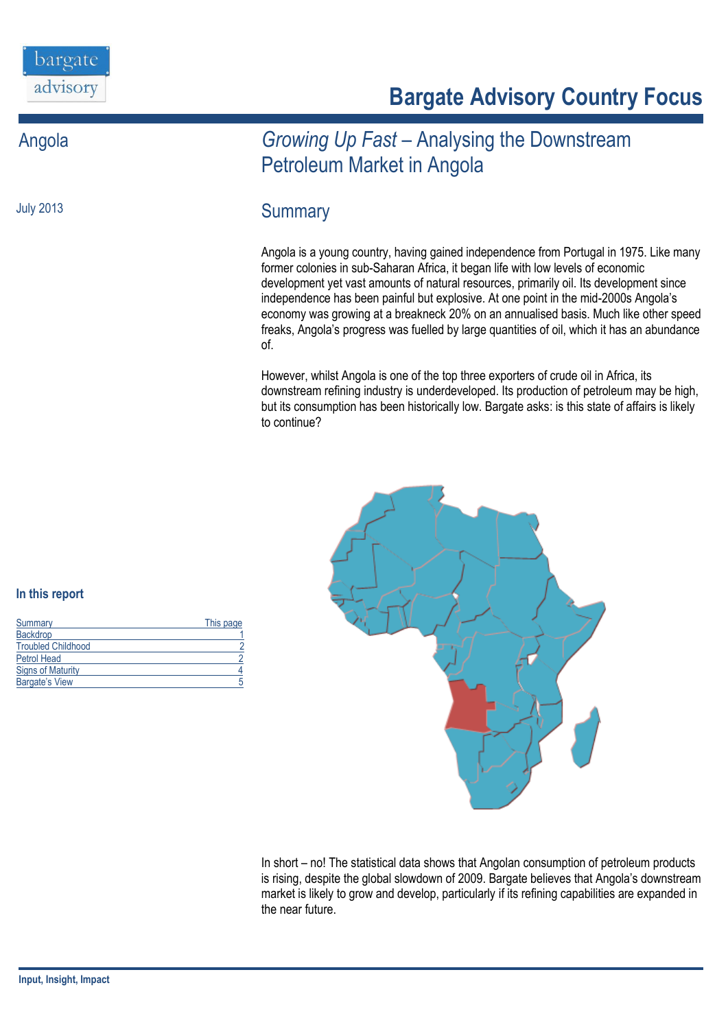# Bargate Advisory Country Focus

Angola

July 2013

## *Growing Up Fast* – Analysing the Downstream Petroleum Market in Angola

### Summary

Angola is a young country, having gained independence from Portugal in 1975. Like many former colonies in sub-Saharan Africa, it began life with low levels of economic development yet vast amounts of natural resources, primarily oil. Its development since independence has been painful but explosive. At one point in the mid-2000s Angola's economy was growing at a breakneck 20% on an annualised basis. Much like other speed freaks, Angola's progress was fuelled by large quantities of oil, which it has an abundance of.

However, whilst Angola is one of the top three exporters of crude oil in Africa, its downstream refining industry is underdeveloped. Its production of petroleum may be high, but its consumption has been historically low. Bargate asks: is this state of affairs is likely to continue?

In short – no! The statistical data shows that Angolan consumption of petroleum products is rising, despite the global slowdown of 2009. Bargate believes that Angola's downstream market is likely to grow and develop, particularly if its refining capabilities are expanded in the near future.

**In this report**

| Summary | This page |
|---|---|
| Backdrop | 1 |
| Troubled Childhood | 2 |
| Petrol Head | 2 |
| Signs of Maturity | 4 |
| Bargate's View | 5 |

**Input, Insight, Impact**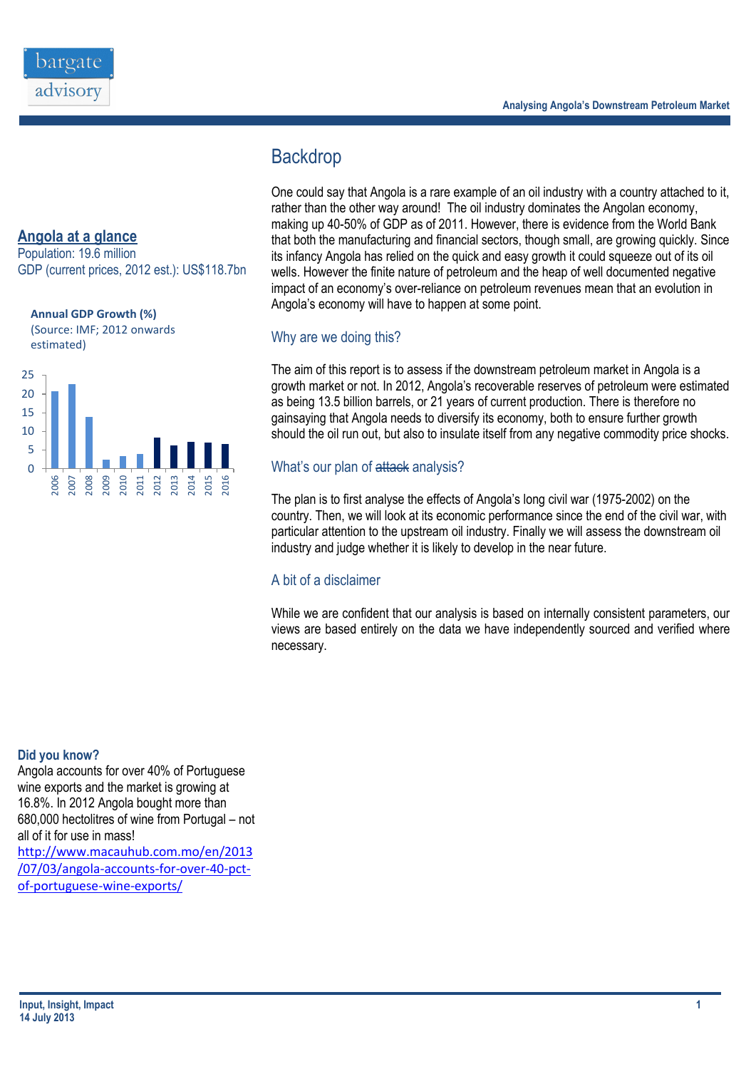## Angola at a glance

Population: 19.6 million

GDP (current prices, 2012 est.): US$118.7bn

**Annual GDP Growth (%)**

(Source: IMF; 2012 onwards estimated)

| Year | 2006 | 2007 | 2008 | 2009 | 2010 | 2011 | 2012 | 2013 | 2014 | 2015 | 2016 |
|---|---|---|---|---|---|---|---|---|---|---|---|

# Backdrop

One could say that Angola is a rare example of an oil industry with a country attached to it, rather than the other way around! The oil industry dominates the Angolan economy, making up 40-50% of GDP as of 2011. However, there is evidence from the World Bank that both the manufacturing and financial sectors, though small, are growing quickly. Since its infancy Angola has relied on the quick and easy growth it could squeeze out of its oil wells. However the finite nature of petroleum and the heap of well documented negative impact of an economy's over-reliance on petroleum revenues mean that an evolution in Angola's economy will have to happen at some point.

## Why are we doing this?

The aim of this report is to assess if the downstream petroleum market in Angola is a growth market or not. In 2012, Angola's recoverable reserves of petroleum were estimated as being 13.5 billion barrels, or 21 years of current production. There is therefore no gainsaying that Angola needs to diversify its economy, both to ensure further growth should the oil run out, but also to insulate itself from any negative commodity price shocks.

## What's our plan of ~~attack~~ analysis?

The plan is to first analyse the effects of Angola's long civil war (1975-2002) on the country. Then, we will look at its economic performance since the end of the civil war, with particular attention to the upstream oil industry. Finally we will assess the downstream oil industry and judge whether it is likely to develop in the near future.

## A bit of a disclaimer

While we are confident that our analysis is based on internally consistent parameters, our views are based entirely on the data we have independently sourced and verified where necessary.

**Did you know?**

Angola accounts for over 40% of Portuguese wine exports and the market is growing at 16.8%. In 2012 Angola bought more than 680,000 hectolitres of wine from Portugal – not all of it for use in mass!

http://www.macauhub.com.mo/en/2013/07/03/angola-accounts-for-over-40-pct-of-portuguese-wine-exports/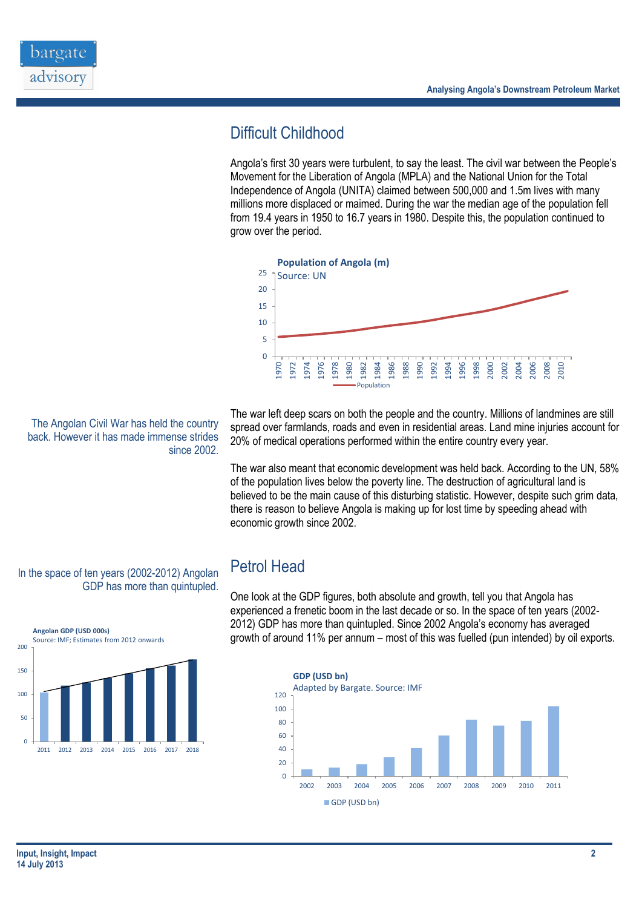## Difficult Childhood

Angola's first 30 years were turbulent, to say the least. The civil war between the People's Movement for the Liberation of Angola (MPLA) and the National Union for the Total Independence of Angola (UNITA) claimed between 500,000 and 1.5m lives with many millions more displaced or maimed. During the war the median age of the population fell from 19.4 years in 1950 to 16.7 years in 1980. Despite this, the population continued to grow over the period.

**Population of Angola (m)**
Source: UN

The Angolan Civil War has held the country back. However it has made immense strides since 2002.

The war left deep scars on both the people and the country. Millions of landmines are still spread over farmlands, roads and even in residential areas. Land mine injuries account for 20% of medical operations performed within the entire country every year.

The war also meant that economic development was held back. According to the UN, 58% of the population lives below the poverty line. The destruction of agricultural land is believed to be the main cause of this disturbing statistic. However, despite such grim data, there is reason to believe Angola is making up for lost time by speeding ahead with economic growth since 2002.

In the space of ten years (2002-2012) Angolan GDP has more than quintupled.

## Petrol Head

One look at the GDP figures, both absolute and growth, tell you that Angola has experienced a frenetic boom in the last decade or so. In the space of ten years (2002-2012) GDP has more than quintupled. Since 2002 Angola's economy has averaged growth of around 11% per annum – most of this was fuelled (pun intended) by oil exports.

**Angolan GDP (USD 000s)**
Source: IMF; Estimates from 2012 onwards

**GDP (USD bn)**
Adapted by Bargate. Source: IMF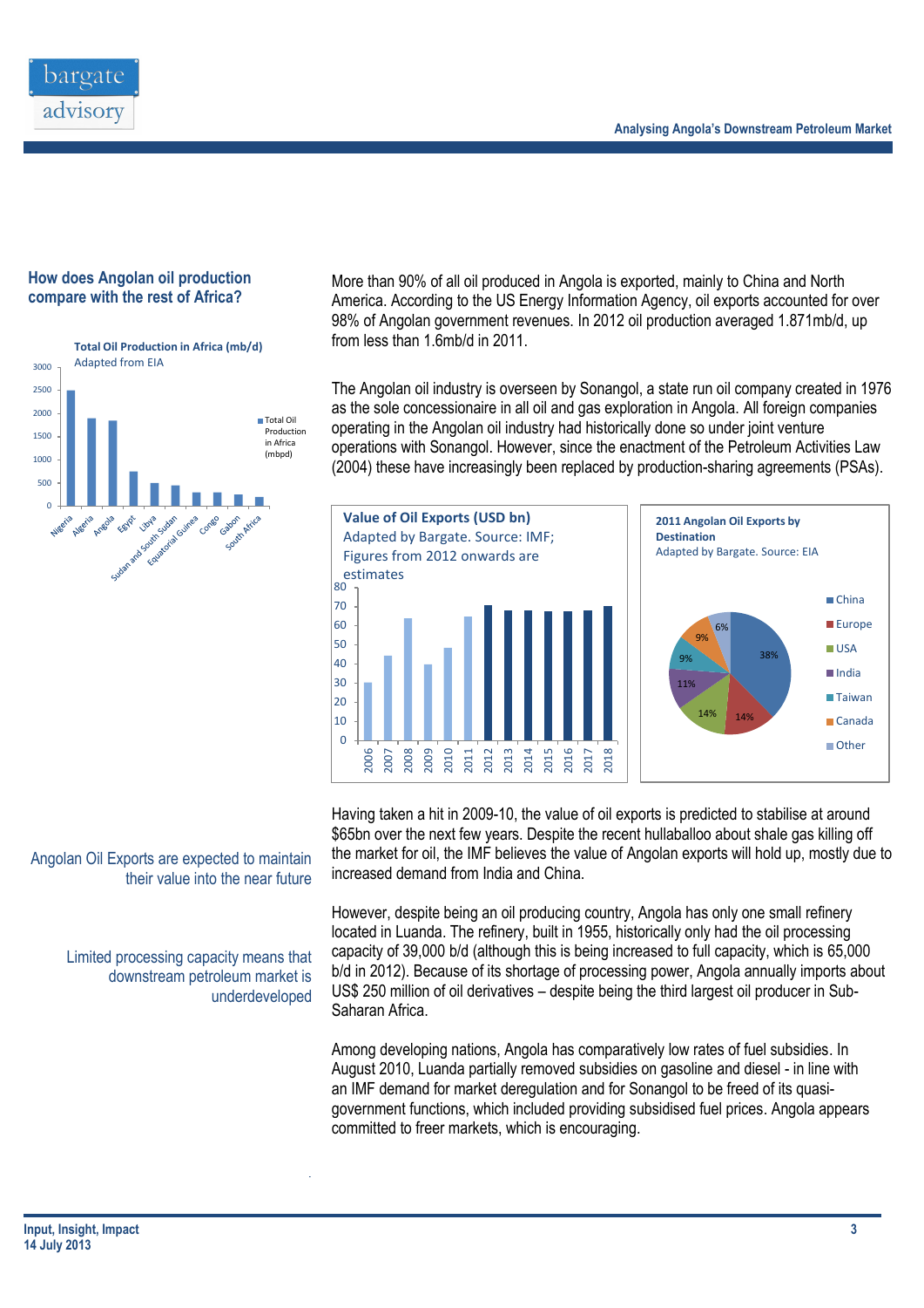## How does Angolan oil production compare with the rest of Africa?

**Total Oil Production in Africa (mb/d)**
Adapted from EIA

More than 90% of all oil produced in Angola is exported, mainly to China and North America. According to the US Energy Information Agency, oil exports accounted for over 98% of Angolan government revenues. In 2012 oil production averaged 1.871mb/d, up from less than 1.6mb/d in 2011.

The Angolan oil industry is overseen by Sonangol, a state run oil company created in 1976 as the sole concessionaire in all oil and gas exploration in Angola. All foreign companies operating in the Angolan oil industry had historically done so under joint venture operations with Sonangol. However, since the enactment of the Petroleum Activities Law (2004) these have increasingly been replaced by production-sharing agreements (PSAs).

**Value of Oil Exports (USD bn)**
Adapted by Bargate. Source: IMF; Figures from 2012 onwards are estimates

**2011 Angolan Oil Exports by Destination**
Adapted by Bargate. Source: EIA

Angolan Oil Exports are expected to maintain their value into the near future

Having taken a hit in 2009-10, the value of oil exports is predicted to stabilise at around $65bn over the next few years. Despite the recent hullaballoo about shale gas killing off the market for oil, the IMF believes the value of Angolan exports will hold up, mostly due to increased demand from India and China.

Limited processing capacity means that downstream petroleum market is underdeveloped

However, despite being an oil producing country, Angola has only one small refinery located in Luanda. The refinery, built in 1955, historically only had the oil processing capacity of 39,000 b/d (although this is being increased to full capacity, which is 65,000 b/d in 2012). Because of its shortage of processing power, Angola annually imports about US$ 250 million of oil derivatives – despite being the third largest oil producer in Sub-Saharan Africa.

Among developing nations, Angola has comparatively low rates of fuel subsidies. In August 2010, Luanda partially removed subsidies on gasoline and diesel - in line with an IMF demand for market deregulation and for Sonangol to be freed of its quasi-government functions, which included providing subsidised fuel prices. Angola appears committed to freer markets, which is encouraging.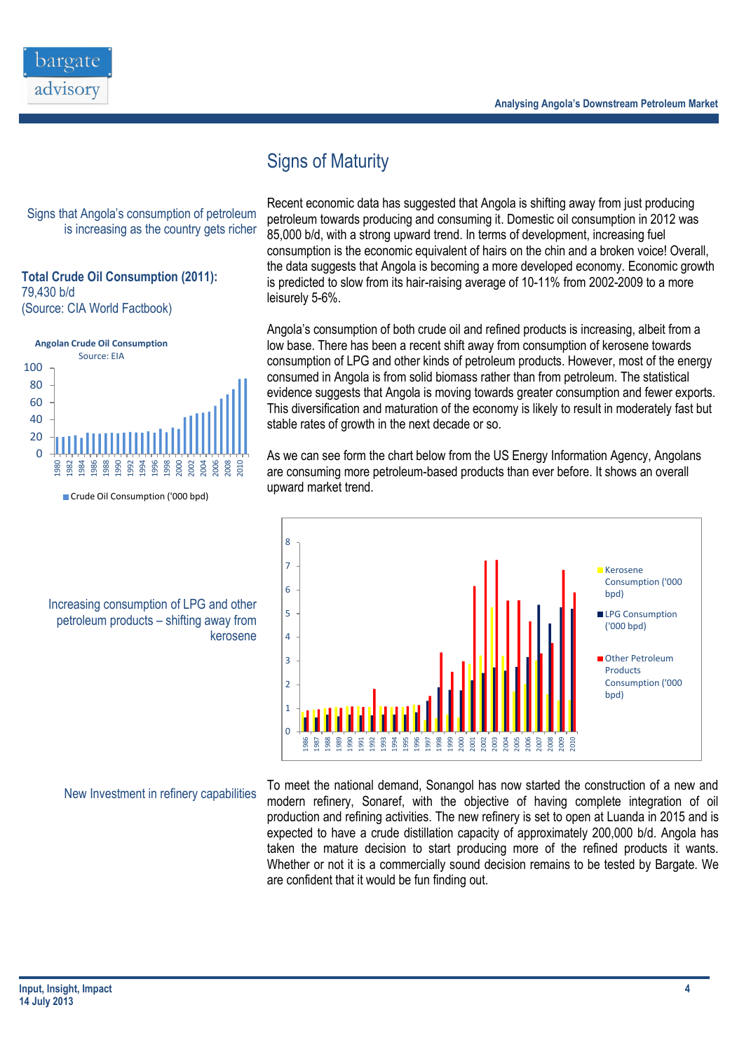## Signs of Maturity

Signs that Angola's consumption of petroleum is increasing as the country gets richer

**Total Crude Oil Consumption (2011):**
79,430 b/d
(Source: CIA World Factbook)

Recent economic data has suggested that Angola is shifting away from just producing petroleum towards producing and consuming it. Domestic oil consumption in 2012 was 85,000 b/d, with a strong upward trend. In terms of development, increasing fuel consumption is the economic equivalent of hairs on the chin and a broken voice! Overall, the data suggests that Angola is becoming a more developed economy. Economic growth is predicted to slow from its hair-raising average of 10-11% from 2002-2009 to a more leisurely 5-6%.

**Angolan Crude Oil Consumption**
Source: EIA

Crude Oil Consumption ('000 bpd)

Angola's consumption of both crude oil and refined products is increasing, albeit from a low base. There has been a recent shift away from consumption of kerosene towards consumption of LPG and other kinds of petroleum products. However, most of the energy consumed in Angola is from solid biomass rather than from petroleum. The statistical evidence suggests that Angola is moving towards greater consumption and fewer exports. This diversification and maturation of the economy is likely to result in moderately fast but stable rates of growth in the next decade or so.

As we can see form the chart below from the US Energy Information Agency, Angolans are consuming more petroleum-based products than ever before. It shows an overall upward market trend.

Increasing consumption of LPG and other petroleum products – shifting away from kerosene

Kerosene Consumption ('000 bpd)
LPG Consumption ('000 bpd)
Other Petroleum Products Consumption ('000 bpd)

New Investment in refinery capabilities

To meet the national demand, Sonangol has now started the construction of a new and modern refinery, Sonaref, with the objective of having complete integration of oil production and refining activities. The new refinery is set to open at Luanda in 2015 and is expected to have a crude distillation capacity of approximately 200,000 b/d. Angola has taken the mature decision to start producing more of the refined products it wants. Whether or not it is a commercially sound decision remains to be tested by Bargate. We are confident that it would be fun finding out.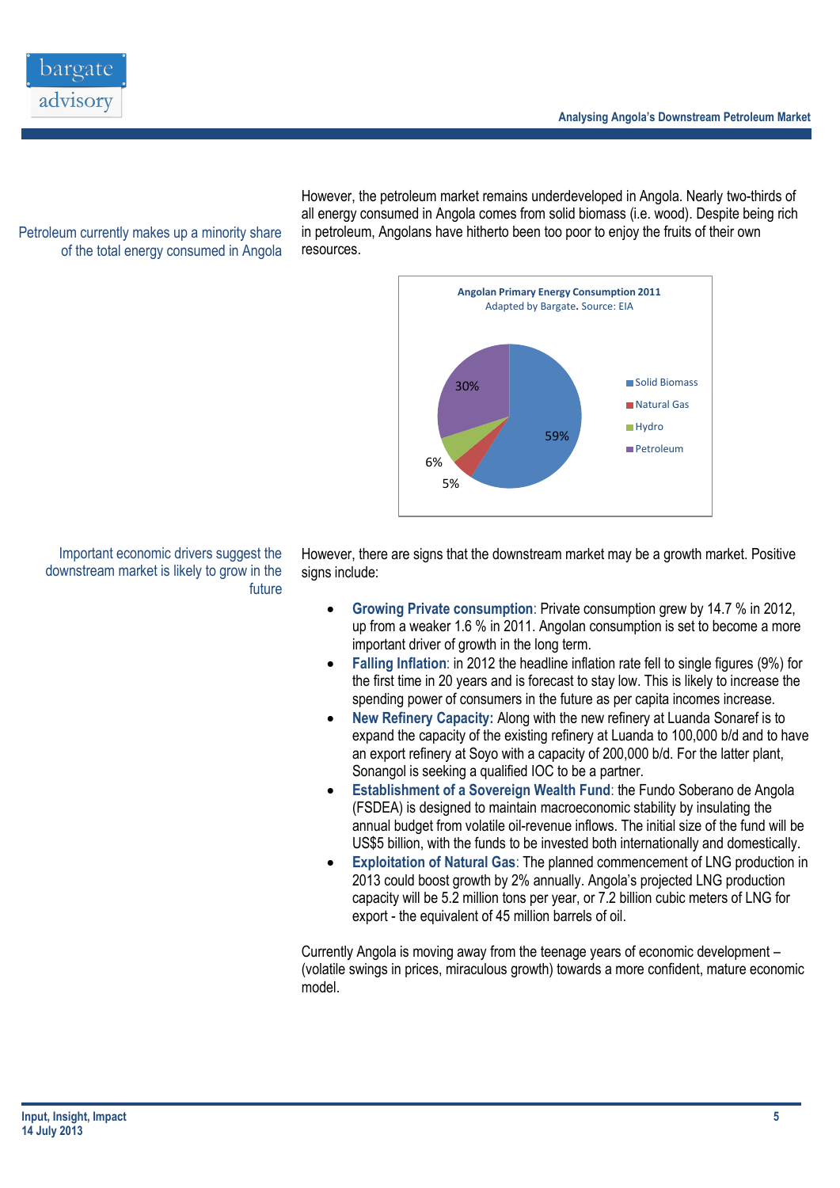Petroleum currently makes up a minority share of the total energy consumed in Angola

However, the petroleum market remains underdeveloped in Angola. Nearly two-thirds of all energy consumed in Angola comes from solid biomass (i.e. wood). Despite being rich in petroleum, Angolans have hitherto been too poor to enjoy the fruits of their own resources.

**Angolan Primary Energy Consumption 2011**
Adapted by Bargate. Source: EIA

| Category | Share |
|---|---|
| Solid Biomass | 59% |
| Natural Gas | 5% |
| Hydro | 6% |
| Petroleum | 30% |

Important economic drivers suggest the downstream market is likely to grow in the future

However, there are signs that the downstream market may be a growth market. Positive signs include:

- **Growing Private consumption**: Private consumption grew by 14.7 % in 2012, up from a weaker 1.6 % in 2011. Angolan consumption is set to become a more important driver of growth in the long term.
- **Falling Inflation**: in 2012 the headline inflation rate fell to single figures (9%) for the first time in 20 years and is forecast to stay low. This is likely to increase the spending power of consumers in the future as per capita incomes increase.
- **New Refinery Capacity:** Along with the new refinery at Luanda Sonaref is to expand the capacity of the existing refinery at Luanda to 100,000 b/d and to have an export refinery at Soyo with a capacity of 200,000 b/d. For the latter plant, Sonangol is seeking a qualified IOC to be a partner.
- **Establishment of a Sovereign Wealth Fund**: the Fundo Soberano de Angola (FSDEA) is designed to maintain macroeconomic stability by insulating the annual budget from volatile oil-revenue inflows. The initial size of the fund will be US$5 billion, with the funds to be invested both internationally and domestically.
- **Exploitation of Natural Gas**: The planned commencement of LNG production in 2013 could boost growth by 2% annually. Angola's projected LNG production capacity will be 5.2 million tons per year, or 7.2 billion cubic meters of LNG for export - the equivalent of 45 million barrels of oil.

Currently Angola is moving away from the teenage years of economic development – (volatile swings in prices, miraculous growth) towards a more confident, mature economic model.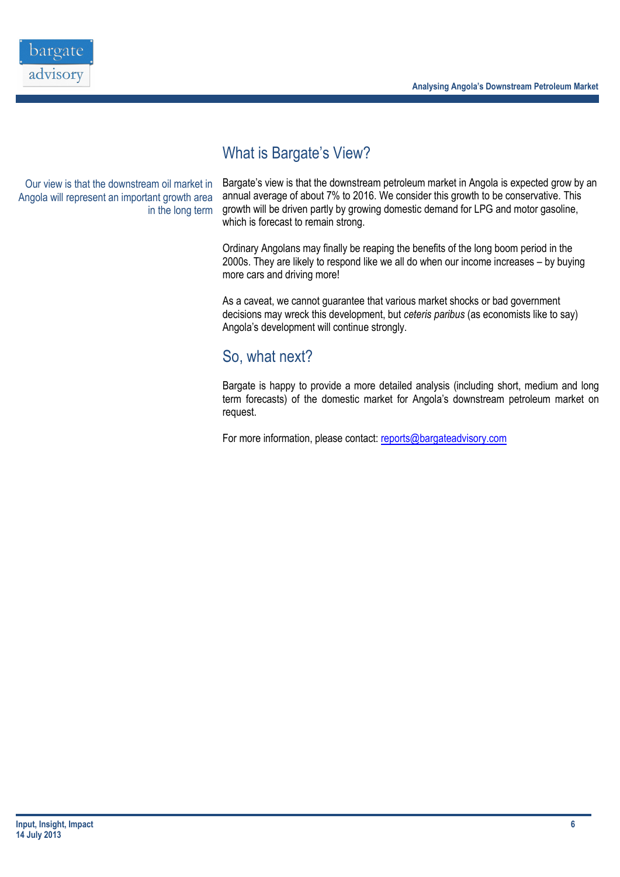## What is Bargate's View?

Our view is that the downstream oil market in Angola will represent an important growth area in the long term

Bargate's view is that the downstream petroleum market in Angola is expected grow by an annual average of about 7% to 2016. We consider this growth to be conservative. This growth will be driven partly by growing domestic demand for LPG and motor gasoline, which is forecast to remain strong.

Ordinary Angolans may finally be reaping the benefits of the long boom period in the 2000s. They are likely to respond like we all do when our income increases – by buying more cars and driving more!

As a caveat, we cannot guarantee that various market shocks or bad government decisions may wreck this development, but *ceteris paribus* (as economists like to say) Angola's development will continue strongly.

## So, what next?

Bargate is happy to provide a more detailed analysis (including short, medium and long term forecasts) of the domestic market for Angola's downstream petroleum market on request.

For more information, please contact: reports@bargateadvisory.com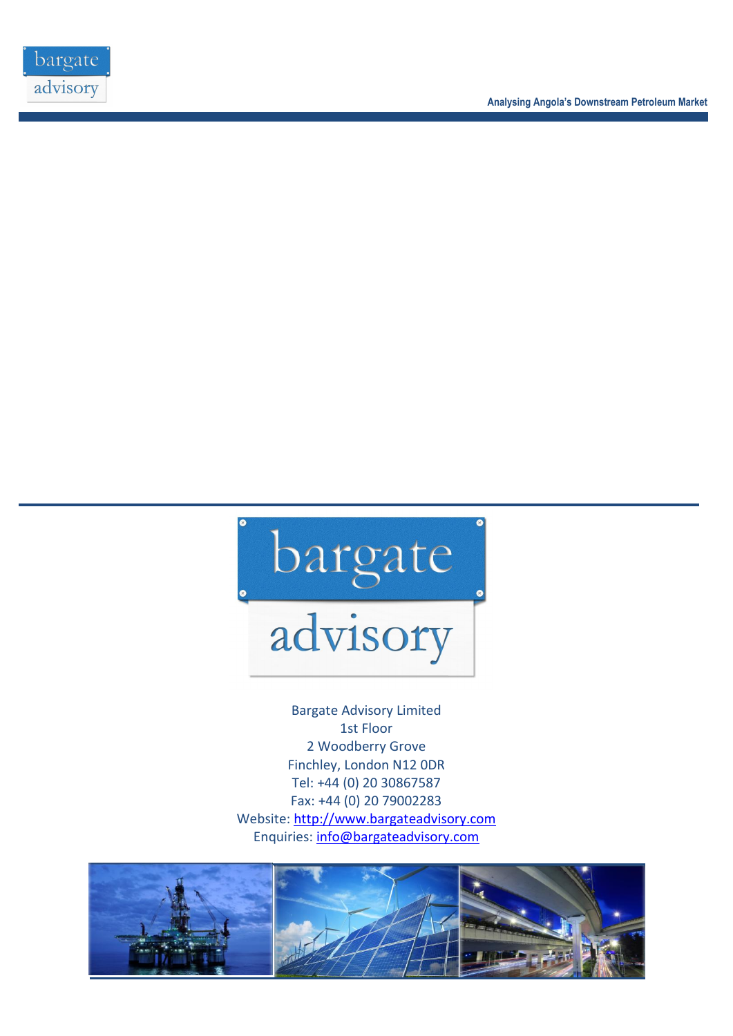Bargate Advisory Limited
1st Floor
2 Woodberry Grove
Finchley, London N12 0DR
Tel: +44 (0) 20 30867587
Fax: +44 (0) 20 79002283
Website: http://www.bargateadvisory.com
Enquiries: info@bargateadvisory.com